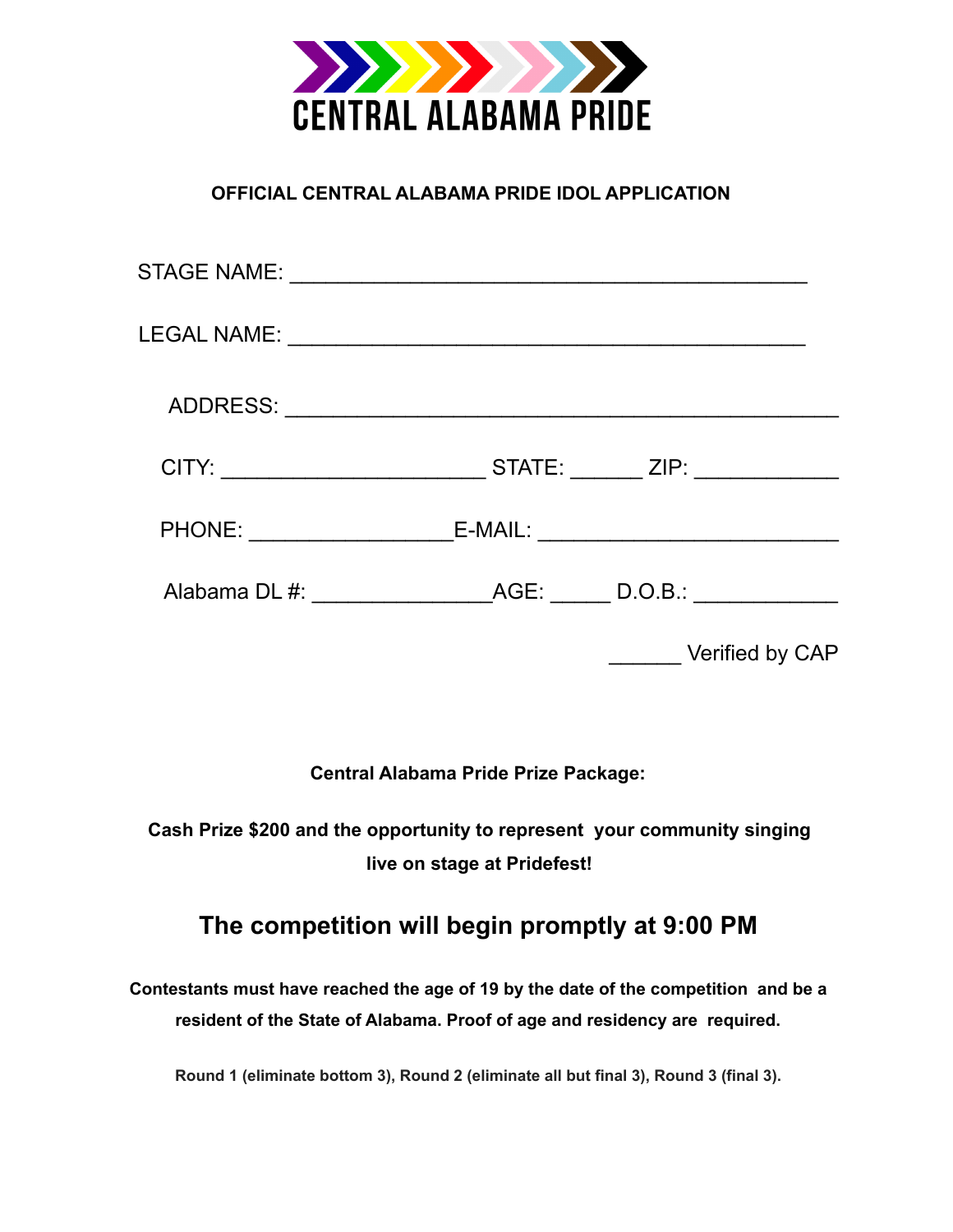# CENTRAL ALABAMA PRIDE

**OFFICIAL CENTRAL ALABAMA PRIDE IDOL APPLICATION**

STAGE NAME: ___________________________________________

LEGAL NAME: ___________________________________________

ADDRESS: ______________________________________________

CITY: ______________________ STATE: ______ ZIP: ____________

PHONE: _________________E-MAIL: _________________________

Alabama DL #: _______________AGE: _____ D.O.B.: ____________

______ Verified by CAP

**Central Alabama Pride Prize Package:**

**Cash Prize $200 and the opportunity to represent your community singing live on stage at Pridefest!**

## The competition will begin promptly at 9:00 PM

**Contestants must have reached the age of 19 by the date of the competition and be a resident of the State of Alabama. Proof of age and residency are required.**

**Round 1 (eliminate bottom 3), Round 2 (eliminate all but final 3), Round 3 (final 3).**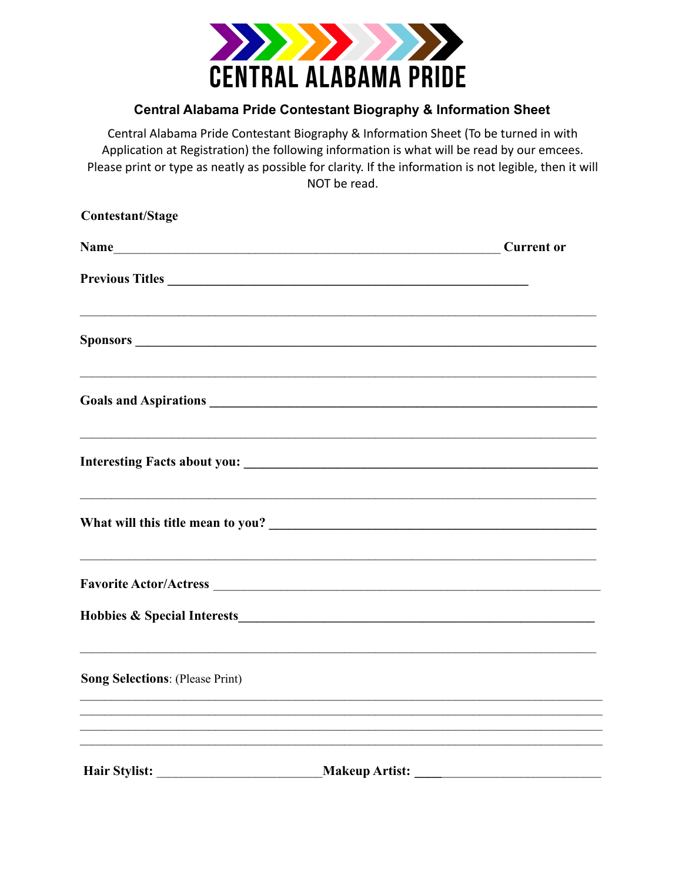# CENTRAL ALABAMA PRIDE

## Central Alabama Pride Contestant Biography & Information Sheet

Central Alabama Pride Contestant Biography & Information Sheet (To be turned in with Application at Registration) the following information is what will be read by our emcees. Please print or type as neatly as possible for clarity. If the information is not legible, then it will NOT be read.

**Contestant/Stage**

**Name**_____________________________________________________________ **Current or**

**Previous Titles** ________________________________________________________

___________________________________________________________________________

**Sponsors** ______________________________________________________________

___________________________________________________________________________

**Goals and Aspirations** ___________________________________________________

___________________________________________________________________________

**Interesting Facts about you:** _____________________________________________

___________________________________________________________________________

**What will this title mean to you?** _________________________________________

___________________________________________________________________________

**Favorite Actor/Actress** ___________________________________________________

**Hobbies & Special Interests**_______________________________________________

___________________________________________________________________________

**Song Selections**: (Please Print)

___________________________________________________________________________

___________________________________________________________________________

___________________________________________________________________________

___________________________________________________________________________

**Hair Stylist:** ________________________ **Makeup Artist:** ________________________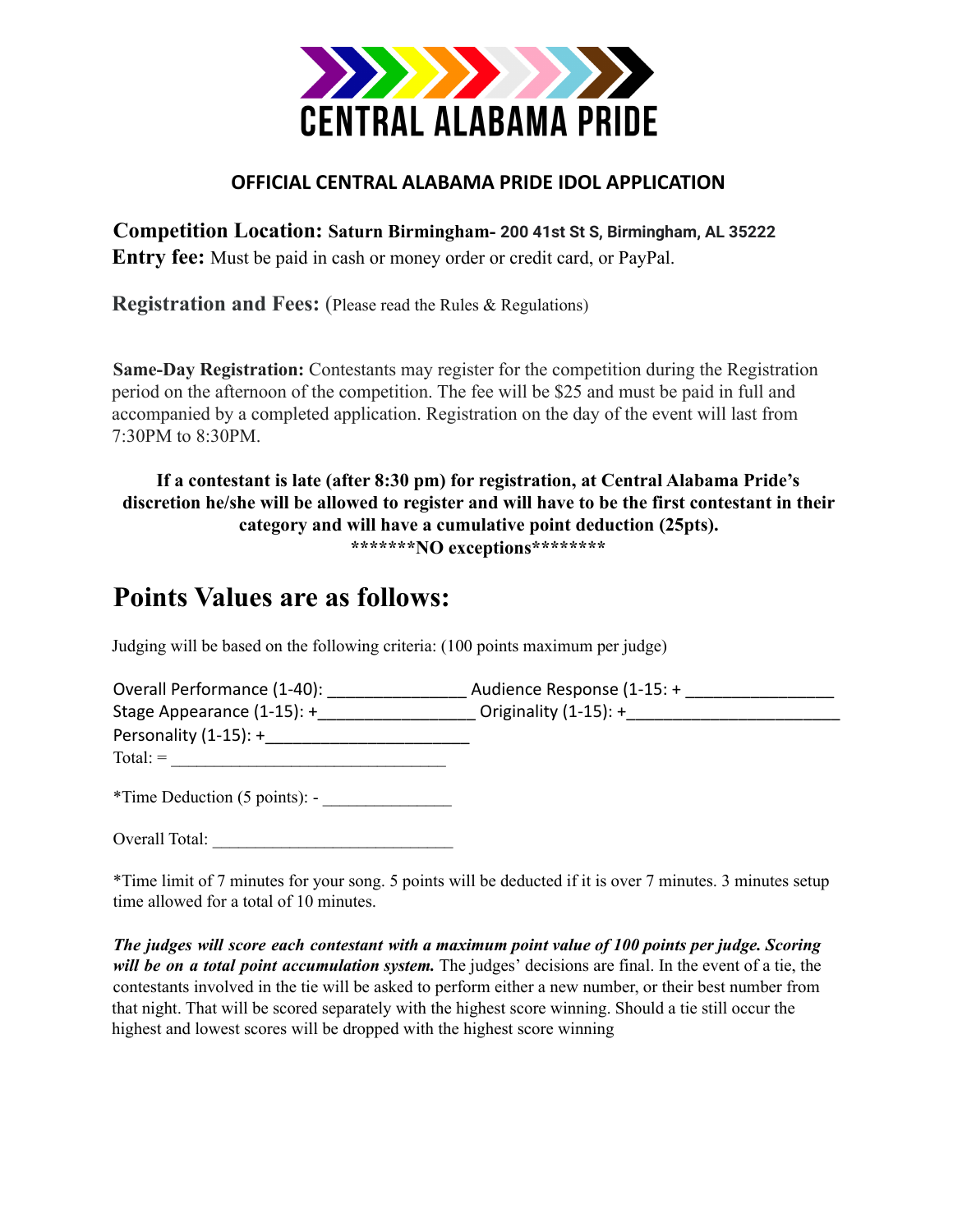CENTRAL ALABAMA PRIDE

## OFFICIAL CENTRAL ALABAMA PRIDE IDOL APPLICATION

**Competition Location:** **Saturn Birmingham- 200 41st St S, Birmingham, AL 35222**
**Entry fee:** Must be paid in cash or money order or credit card, or PayPal.

**Registration and Fees:** (Please read the Rules & Regulations)

**Same-Day Registration:** Contestants may register for the competition during the Registration period on the afternoon of the competition. The fee will be $25 and must be paid in full and accompanied by a completed application. Registration on the day of the event will last from 7:30PM to 8:30PM.

**If a contestant is late (after 8:30 pm) for registration, at Central Alabama Pride's discretion he/she will be allowed to register and will have to be the first contestant in their category and will have a cumulative point deduction (25pts).**
**\*\*\*\*\*\*\*NO exceptions\*\*\*\*\*\*\*\***

# Points Values are as follows:

Judging will be based on the following criteria: (100 points maximum per judge)

Overall Performance (1-40): _______________ Audience Response (1-15: + ________________
Stage Appearance (1-15): +_________________ Originality (1-15): +_______________________
Personality (1-15): +______________________
Total: = ________________________________

*Time Deduction (5 points): - _______________

Overall Total: ____________________________

*Time limit of 7 minutes for your song. 5 points will be deducted if it is over 7 minutes. 3 minutes setup time allowed for a total of 10 minutes.

***The judges will score each contestant with a maximum point value of 100 points per judge. Scoring will be on a total point accumulation system.*** The judges' decisions are final. In the event of a tie, the contestants involved in the tie will be asked to perform either a new number, or their best number from that night. That will be scored separately with the highest score winning. Should a tie still occur the highest and lowest scores will be dropped with the highest score winning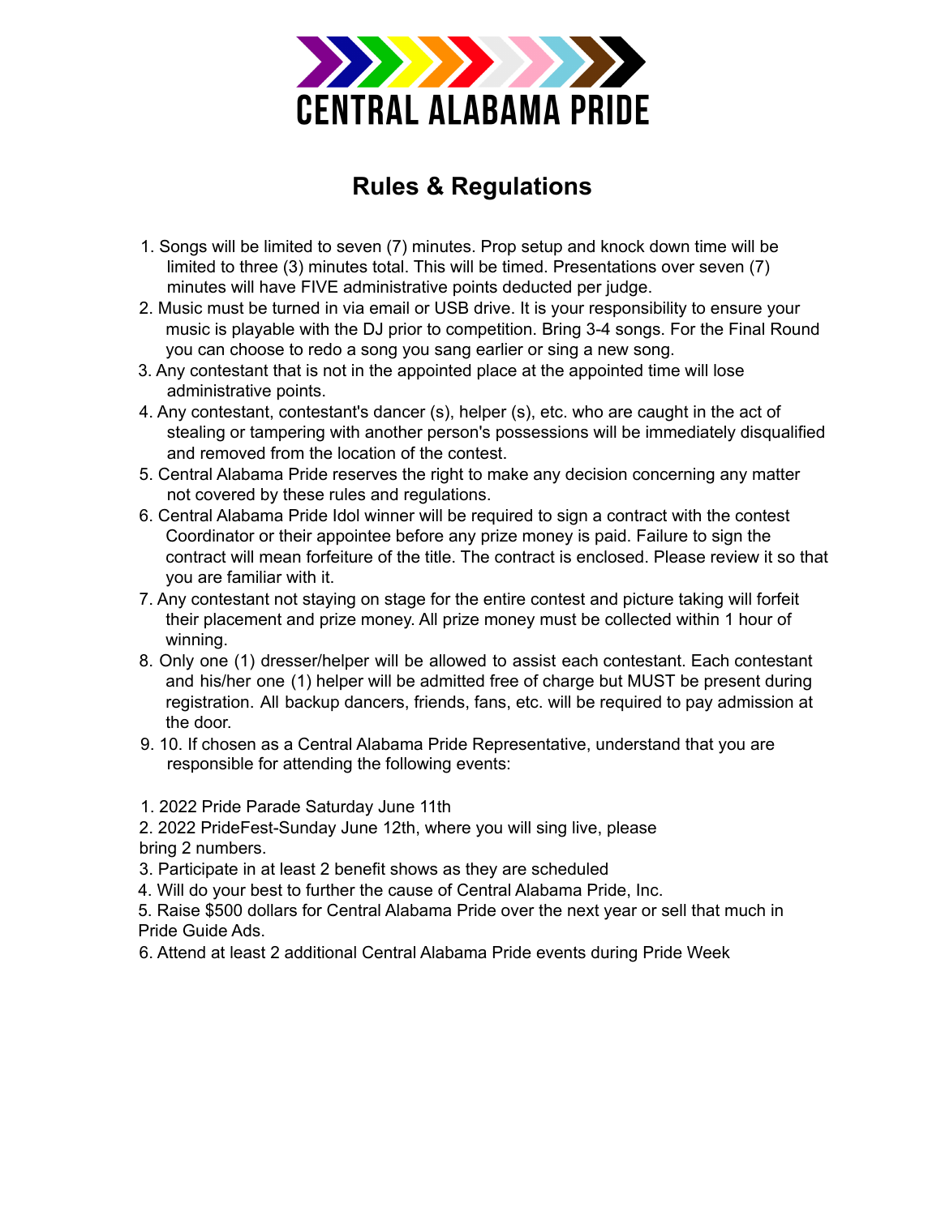# CENTRAL ALABAMA PRIDE

## Rules & Regulations

1. Songs will be limited to seven (7) minutes. Prop setup and knock down time will be limited to three (3) minutes total. This will be timed. Presentations over seven (7) minutes will have FIVE administrative points deducted per judge.
2. Music must be turned in via email or USB drive. It is your responsibility to ensure your music is playable with the DJ prior to competition. Bring 3-4 songs. For the Final Round you can choose to redo a song you sang earlier or sing a new song.
3. Any contestant that is not in the appointed place at the appointed time will lose administrative points.
4. Any contestant, contestant's dancer (s), helper (s), etc. who are caught in the act of stealing or tampering with another person's possessions will be immediately disqualified and removed from the location of the contest.
5. Central Alabama Pride reserves the right to make any decision concerning any matter not covered by these rules and regulations.
6. Central Alabama Pride Idol winner will be required to sign a contract with the contest Coordinator or their appointee before any prize money is paid. Failure to sign the contract will mean forfeiture of the title. The contract is enclosed. Please review it so that you are familiar with it.
7. Any contestant not staying on stage for the entire contest and picture taking will forfeit their placement and prize money. All prize money must be collected within 1 hour of winning.
8. Only one (1) dresser/helper will be allowed to assist each contestant. Each contestant and his/her one (1) helper will be admitted free of charge but MUST be present during registration. All backup dancers, friends, fans, etc. will be required to pay admission at the door.
9. 10. If chosen as a Central Alabama Pride Representative, understand that you are responsible for attending the following events:

1. 2022 Pride Parade Saturday June 11th
2. 2022 PrideFest-Sunday June 12th, where you will sing live, please bring 2 numbers.
3. Participate in at least 2 benefit shows as they are scheduled
4. Will do your best to further the cause of Central Alabama Pride, Inc.
5. Raise $500 dollars for Central Alabama Pride over the next year or sell that much in Pride Guide Ads.
6. Attend at least 2 additional Central Alabama Pride events during Pride Week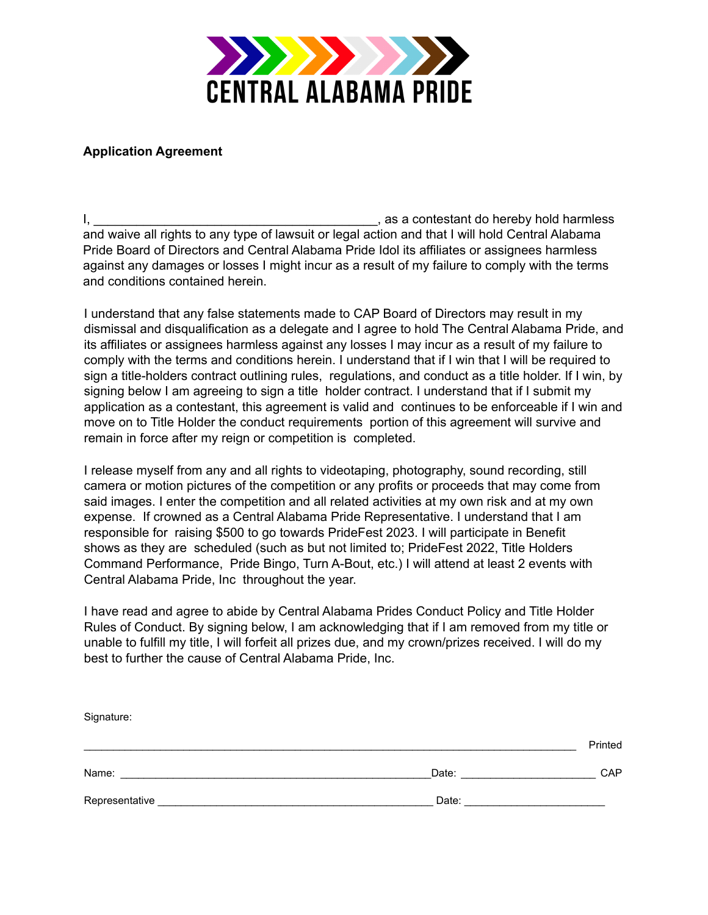CENTRAL ALABAMA PRIDE

**Application Agreement**

I, ________________________________________, as a contestant do hereby hold harmless and waive all rights to any type of lawsuit or legal action and that I will hold Central Alabama Pride Board of Directors and Central Alabama Pride Idol its affiliates or assignees harmless against any damages or losses I might incur as a result of my failure to comply with the terms and conditions contained herein.

I understand that any false statements made to CAP Board of Directors may result in my dismissal and disqualification as a delegate and I agree to hold The Central Alabama Pride, and its affiliates or assignees harmless against any losses I may incur as a result of my failure to comply with the terms and conditions herein. I understand that if I win that I will be required to sign a title-holders contract outlining rules, regulations, and conduct as a title holder. If I win, by signing below I am agreeing to sign a title holder contract. I understand that if I submit my application as a contestant, this agreement is valid and continues to be enforceable if I win and move on to Title Holder the conduct requirements portion of this agreement will survive and remain in force after my reign or competition is completed.

I release myself from any and all rights to videotaping, photography, sound recording, still camera or motion pictures of the competition or any profits or proceeds that may come from said images. I enter the competition and all related activities at my own risk and at my own expense. If crowned as a Central Alabama Pride Representative. I understand that I am responsible for raising $500 to go towards PrideFest 2023. I will participate in Benefit shows as they are scheduled (such as but not limited to; PrideFest 2022, Title Holders Command Performance, Pride Bingo, Turn A-Bout, etc.) I will attend at least 2 events with Central Alabama Pride, Inc throughout the year.

I have read and agree to abide by Central Alabama Prides Conduct Policy and Title Holder Rules of Conduct. By signing below, I am acknowledging that if I am removed from my title or unable to fulfill my title, I will forfeit all prizes due, and my crown/prizes received. I will do my best to further the cause of Central Alabama Pride, Inc.

Signature:

______________________________________________________________________ Printed

Name: _____________________________________________ Date: ____________________ CAP

Representative ________________________________________ Date: ____________________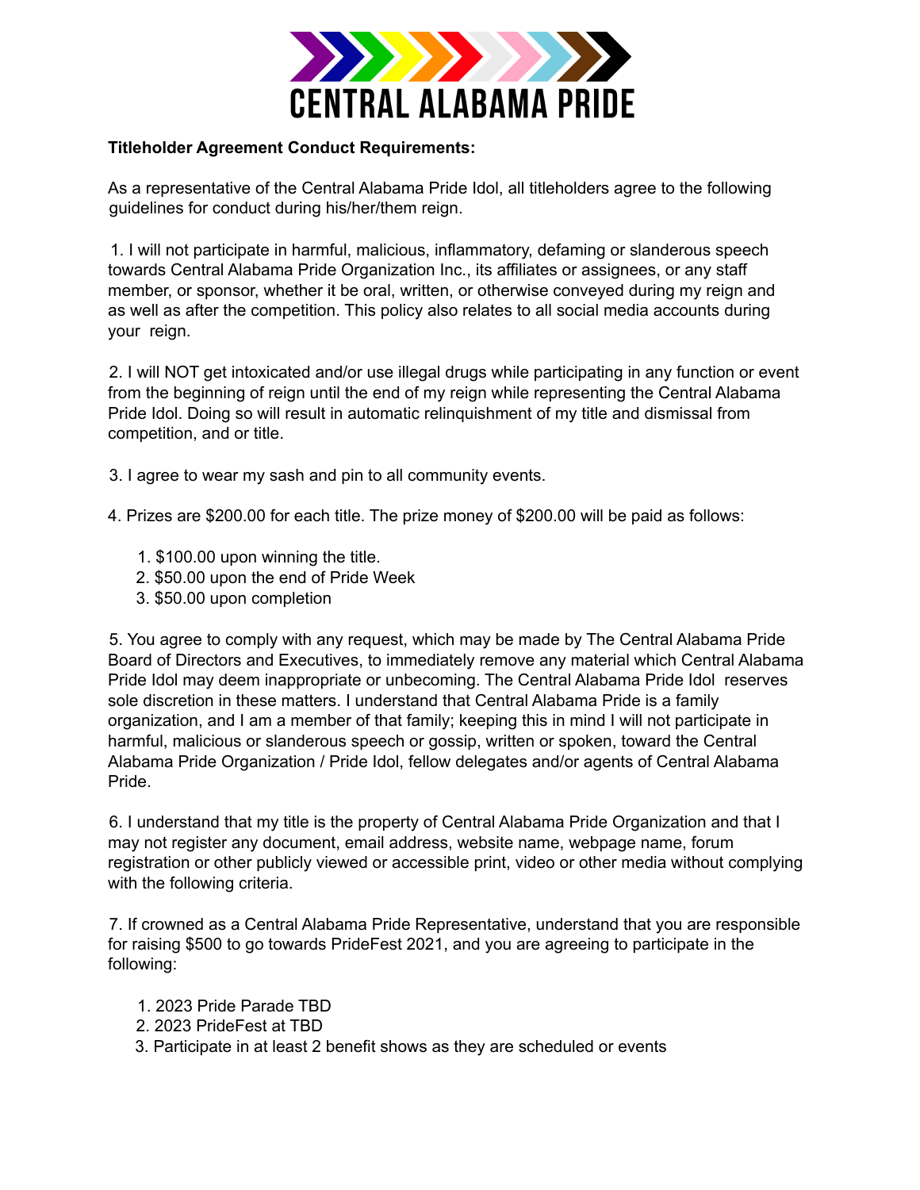# CENTRAL ALABAMA PRIDE

**Titleholder Agreement Conduct Requirements:**

As a representative of the Central Alabama Pride Idol, all titleholders agree to the following guidelines for conduct during his/her/them reign.

1. I will not participate in harmful, malicious, inflammatory, defaming or slanderous speech towards Central Alabama Pride Organization Inc., its affiliates or assignees, or any staff member, or sponsor, whether it be oral, written, or otherwise conveyed during my reign and as well as after the competition. This policy also relates to all social media accounts during your reign.

2. I will NOT get intoxicated and/or use illegal drugs while participating in any function or event from the beginning of reign until the end of my reign while representing the Central Alabama Pride Idol. Doing so will result in automatic relinquishment of my title and dismissal from competition, and or title.

3. I agree to wear my sash and pin to all community events.

4. Prizes are $200.00 for each title. The prize money of $200.00 will be paid as follows:

    1. $100.00 upon winning the title.
    2. $50.00 upon the end of Pride Week
    3. $50.00 upon completion

5. You agree to comply with any request, which may be made by The Central Alabama Pride Board of Directors and Executives, to immediately remove any material which Central Alabama Pride Idol may deem inappropriate or unbecoming. The Central Alabama Pride Idol reserves sole discretion in these matters. I understand that Central Alabama Pride is a family organization, and I am a member of that family; keeping this in mind I will not participate in harmful, malicious or slanderous speech or gossip, written or spoken, toward the Central Alabama Pride Organization / Pride Idol, fellow delegates and/or agents of Central Alabama Pride.

6. I understand that my title is the property of Central Alabama Pride Organization and that I may not register any document, email address, website name, webpage name, forum registration or other publicly viewed or accessible print, video or other media without complying with the following criteria.

7. If crowned as a Central Alabama Pride Representative, understand that you are responsible for raising $500 to go towards PrideFest 2021, and you are agreeing to participate in the following:

    1. 2023 Pride Parade TBD
    2. 2023 PrideFest at TBD
    3. Participate in at least 2 benefit shows as they are scheduled or events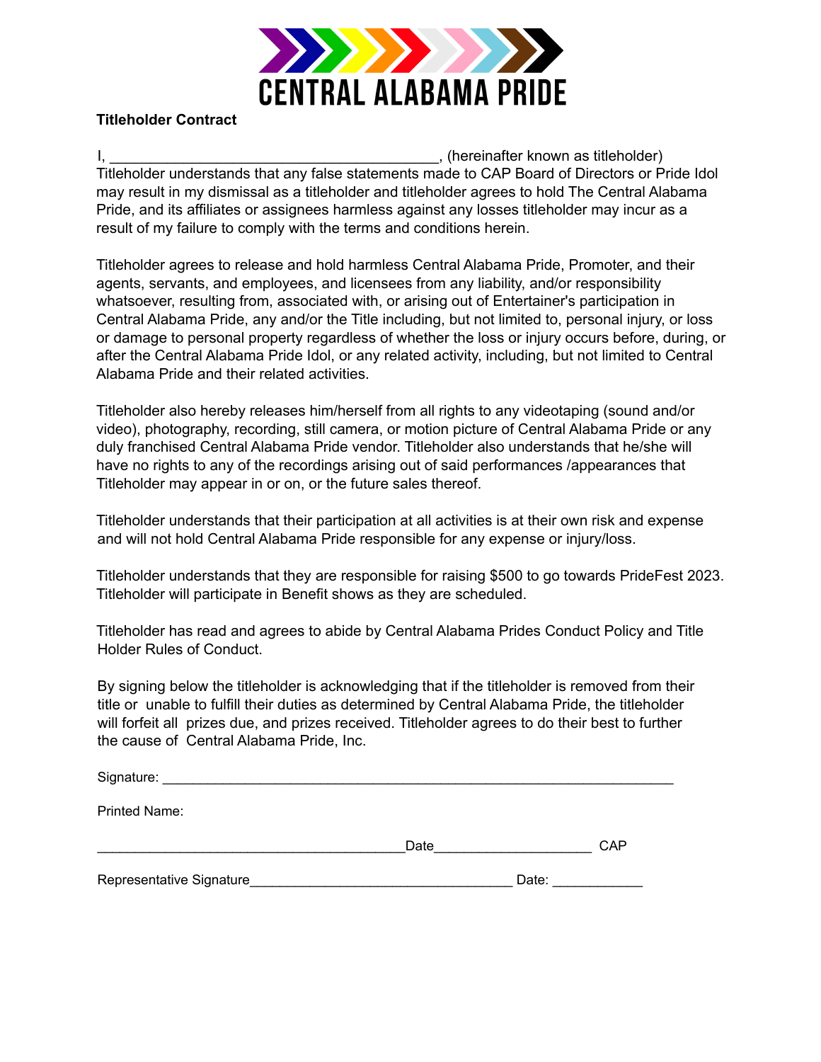CENTRAL ALABAMA PRIDE

**Titleholder Contract**

I, ________________________________________, (hereinafter known as titleholder) Titleholder understands that any false statements made to CAP Board of Directors or Pride Idol may result in my dismissal as a titleholder and titleholder agrees to hold The Central Alabama Pride, and its affiliates or assignees harmless against any losses titleholder may incur as a result of my failure to comply with the terms and conditions herein.

Titleholder agrees to release and hold harmless Central Alabama Pride, Promoter, and their agents, servants, and employees, and licensees from any liability, and/or responsibility whatsoever, resulting from, associated with, or arising out of Entertainer's participation in Central Alabama Pride, any and/or the Title including, but not limited to, personal injury, or loss or damage to personal property regardless of whether the loss or injury occurs before, during, or after the Central Alabama Pride Idol, or any related activity, including, but not limited to Central Alabama Pride and their related activities.

Titleholder also hereby releases him/herself from all rights to any videotaping (sound and/or video), photography, recording, still camera, or motion picture of Central Alabama Pride or any duly franchised Central Alabama Pride vendor. Titleholder also understands that he/she will have no rights to any of the recordings arising out of said performances /appearances that Titleholder may appear in or on, or the future sales thereof.

Titleholder understands that their participation at all activities is at their own risk and expense and will not hold Central Alabama Pride responsible for any expense or injury/loss.

Titleholder understands that they are responsible for raising $500 to go towards PrideFest 2023. Titleholder will participate in Benefit shows as they are scheduled.

Titleholder has read and agrees to abide by Central Alabama Prides Conduct Policy and Title Holder Rules of Conduct.

By signing below the titleholder is acknowledging that if the titleholder is removed from their title or unable to fulfill their duties as determined by Central Alabama Pride, the titleholder will forfeit all prizes due, and prizes received. Titleholder agrees to do their best to further the cause of Central Alabama Pride, Inc.

Signature: ______________________________________________________________

Printed Name:

________________________________________Date____________________ CAP

Representative Signature__________________________________ Date: ____________